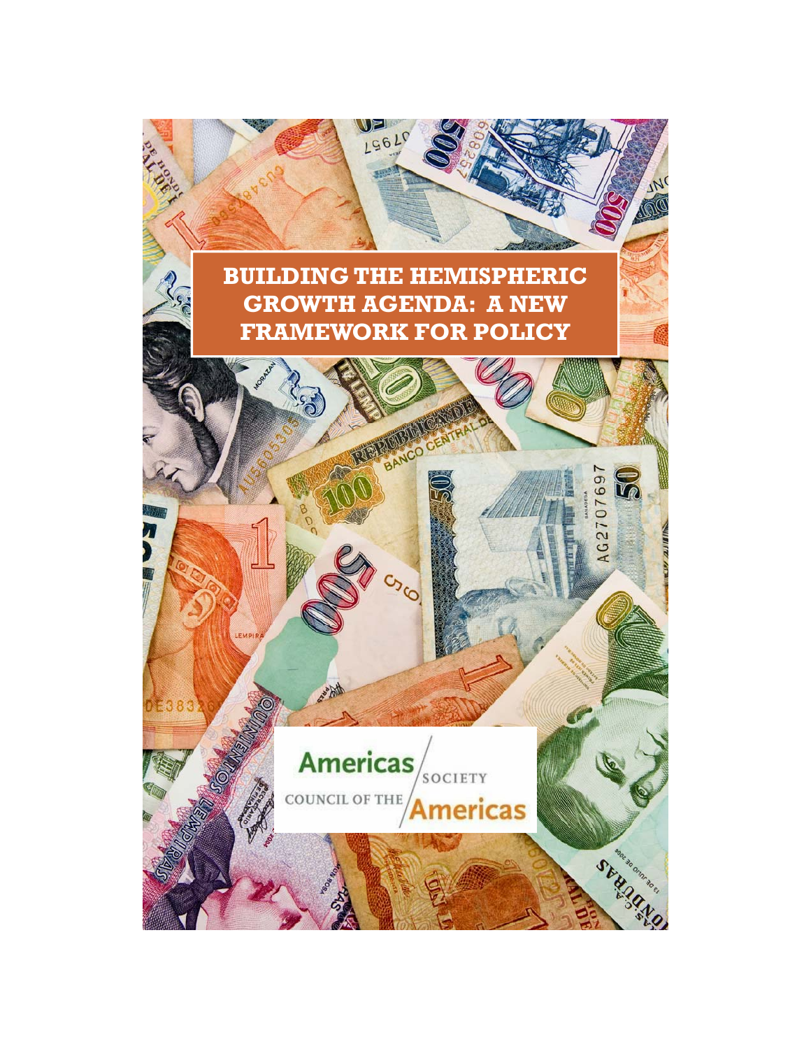# BUILDING THE HEMISPHERIC GROWTH AGENDA: A NEW FRAMEWORK FOR POLICY

Americas Society

Council of the Americas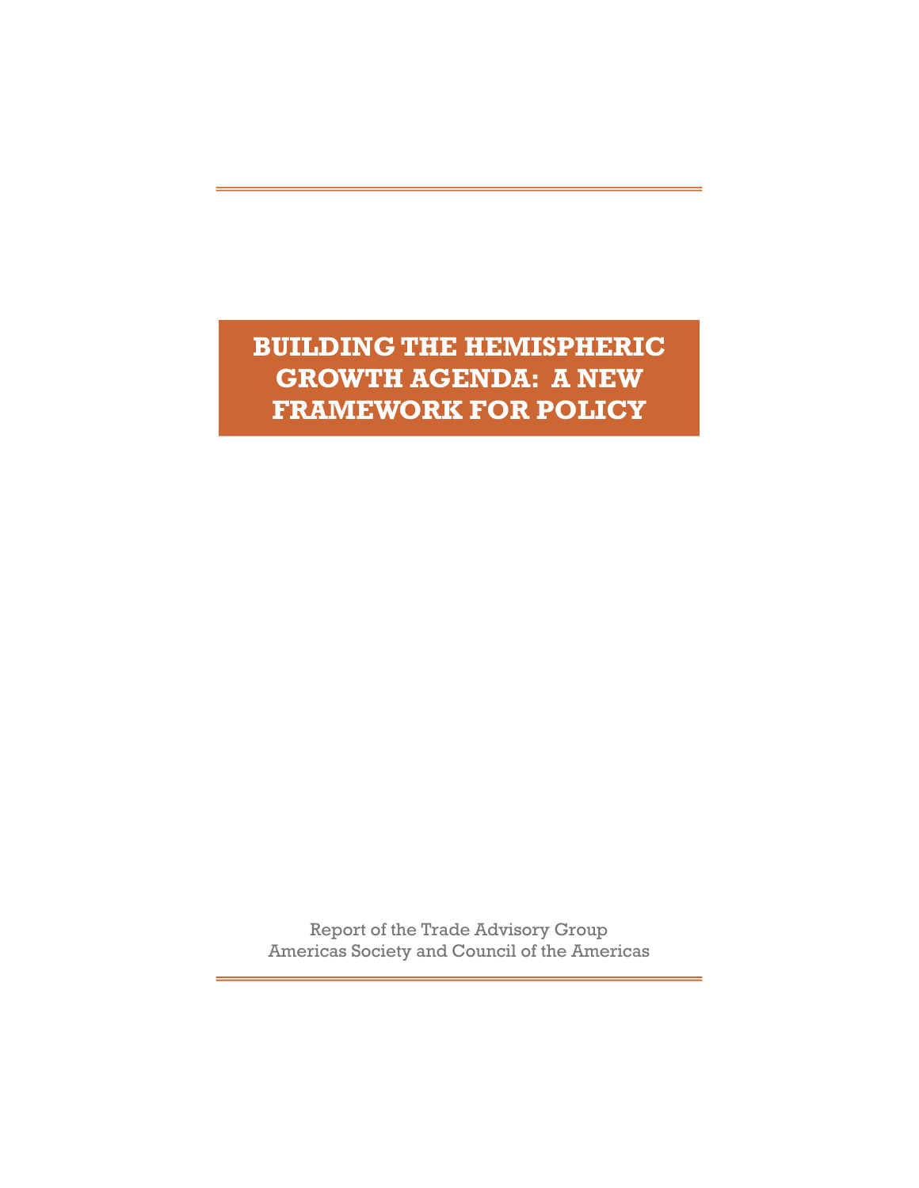# BUILDING THE HEMISPHERIC GROWTH AGENDA: A NEW FRAMEWORK FOR POLICY

Report of the Trade Advisory Group
Americas Society and Council of the Americas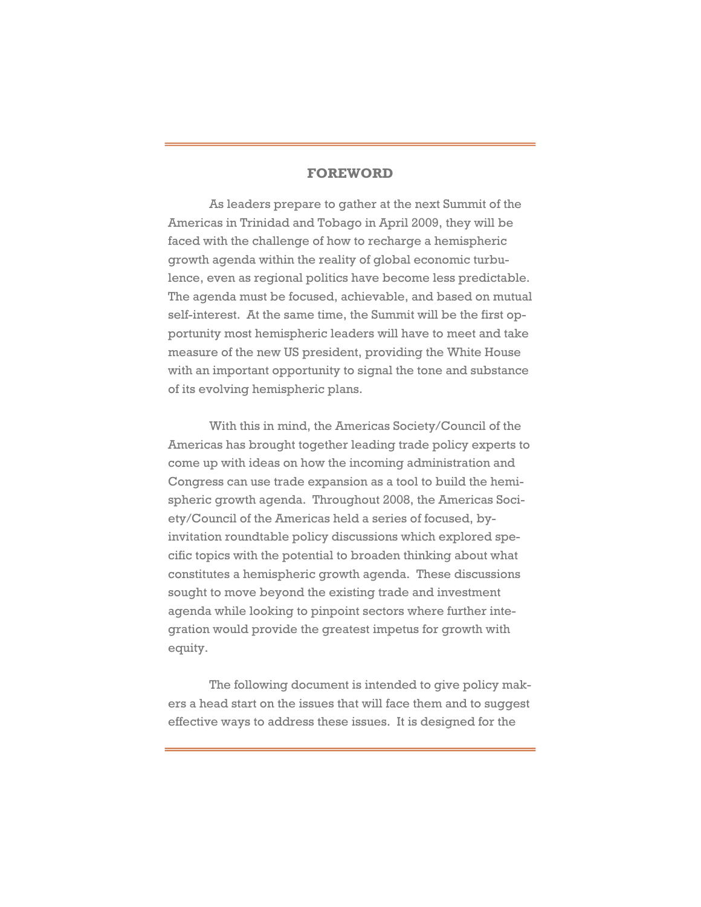## FOREWORD

As leaders prepare to gather at the next Summit of the Americas in Trinidad and Tobago in April 2009, they will be faced with the challenge of how to recharge a hemispheric growth agenda within the reality of global economic turbulence, even as regional politics have become less predictable. The agenda must be focused, achievable, and based on mutual self-interest. At the same time, the Summit will be the first opportunity most hemispheric leaders will have to meet and take measure of the new US president, providing the White House with an important opportunity to signal the tone and substance of its evolving hemispheric plans.

With this in mind, the Americas Society/Council of the Americas has brought together leading trade policy experts to come up with ideas on how the incoming administration and Congress can use trade expansion as a tool to build the hemispheric growth agenda. Throughout 2008, the Americas Society/Council of the Americas held a series of focused, by-invitation roundtable policy discussions which explored specific topics with the potential to broaden thinking about what constitutes a hemispheric growth agenda. These discussions sought to move beyond the existing trade and investment agenda while looking to pinpoint sectors where further integration would provide the greatest impetus for growth with equity.

The following document is intended to give policy makers a head start on the issues that will face them and to suggest effective ways to address these issues. It is designed for the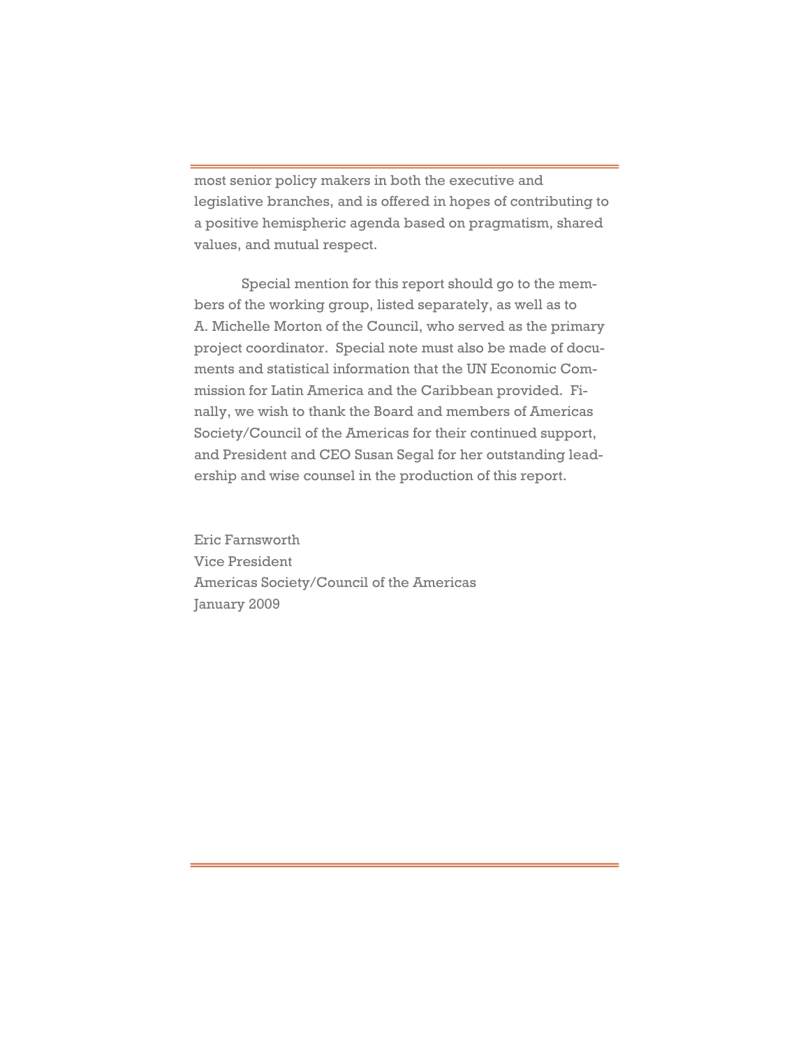most senior policy makers in both the executive and legislative branches, and is offered in hopes of contributing to a positive hemispheric agenda based on pragmatism, shared values, and mutual respect.

Special mention for this report should go to the members of the working group, listed separately, as well as to A. Michelle Morton of the Council, who served as the primary project coordinator. Special note must also be made of documents and statistical information that the UN Economic Commission for Latin America and the Caribbean provided. Finally, we wish to thank the Board and members of Americas Society/Council of the Americas for their continued support, and President and CEO Susan Segal for her outstanding leadership and wise counsel in the production of this report.

Eric Farnsworth
Vice President
Americas Society/Council of the Americas
January 2009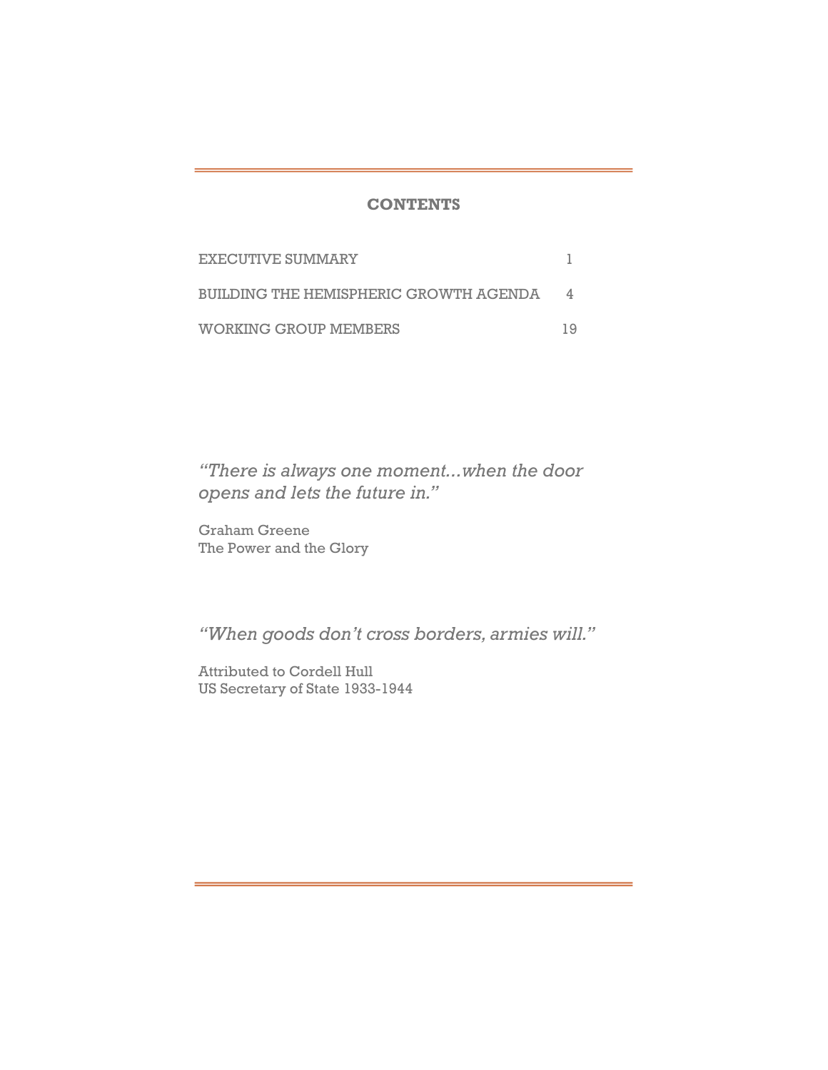## CONTENTS

| | |
|---|---|
| EXECUTIVE SUMMARY | 1 |
| BUILDING THE HEMISPHERIC GROWTH AGENDA | 4 |
| WORKING GROUP MEMBERS | 19 |

*"There is always one moment...when the door opens and lets the future in."*

Graham Greene
The Power and the Glory

*"When goods don't cross borders, armies will."*

Attributed to Cordell Hull
US Secretary of State 1933-1944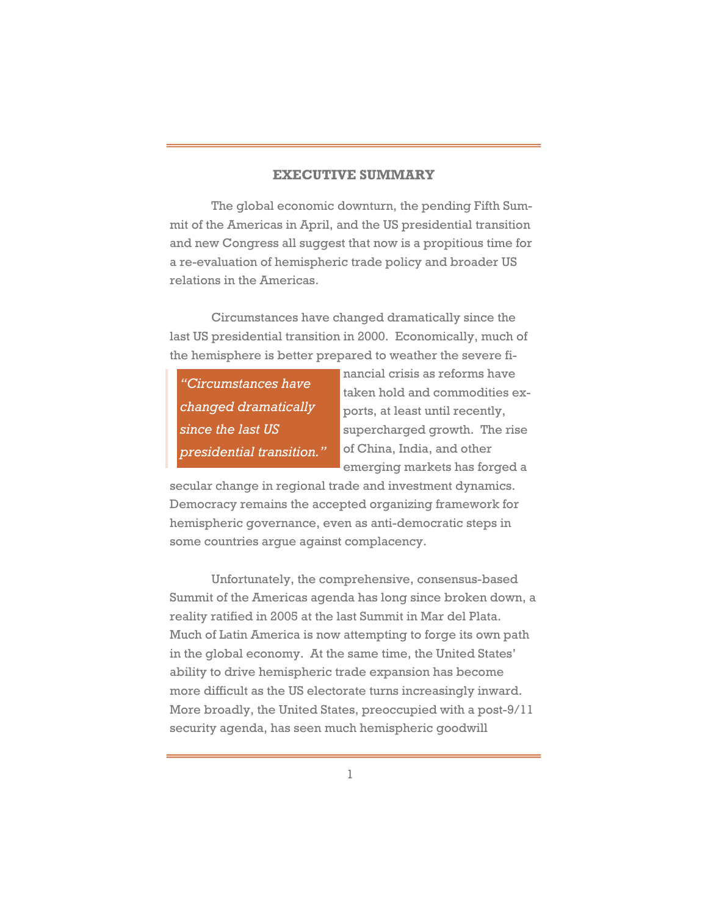## EXECUTIVE SUMMARY

The global economic downturn, the pending Fifth Summit of the Americas in April, and the US presidential transition and new Congress all suggest that now is a propitious time for a re-evaluation of hemispheric trade policy and broader US relations in the Americas.

Circumstances have changed dramatically since the last US presidential transition in 2000. Economically, much of the hemisphere is better prepared to weather the severe financial crisis as reforms have taken hold and commodities exports, at least until recently, supercharged growth. The rise of China, India, and other emerging markets has forged a secular change in regional trade and investment dynamics. Democracy remains the accepted organizing framework for hemispheric governance, even as anti-democratic steps in some countries argue against complacency.

> *"Circumstances have changed dramatically since the last US presidential transition."*

Unfortunately, the comprehensive, consensus-based Summit of the Americas agenda has long since broken down, a reality ratified in 2005 at the last Summit in Mar del Plata. Much of Latin America is now attempting to forge its own path in the global economy. At the same time, the United States' ability to drive hemispheric trade expansion has become more difficult as the US electorate turns increasingly inward. More broadly, the United States, preoccupied with a post-9/11 security agenda, has seen much hemispheric goodwill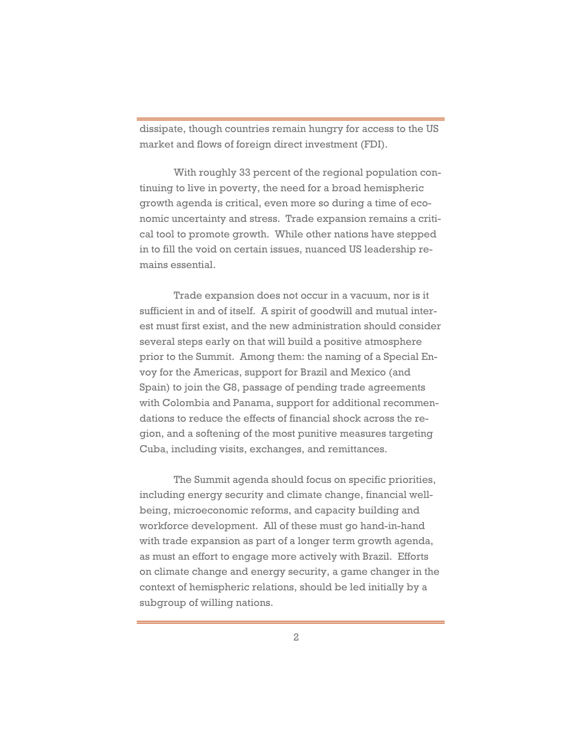dissipate, though countries remain hungry for access to the US market and flows of foreign direct investment (FDI).

With roughly 33 percent of the regional population continuing to live in poverty, the need for a broad hemispheric growth agenda is critical, even more so during a time of economic uncertainty and stress. Trade expansion remains a critical tool to promote growth. While other nations have stepped in to fill the void on certain issues, nuanced US leadership remains essential.

Trade expansion does not occur in a vacuum, nor is it sufficient in and of itself. A spirit of goodwill and mutual interest must first exist, and the new administration should consider several steps early on that will build a positive atmosphere prior to the Summit. Among them: the naming of a Special Envoy for the Americas, support for Brazil and Mexico (and Spain) to join the G8, passage of pending trade agreements with Colombia and Panama, support for additional recommendations to reduce the effects of financial shock across the region, and a softening of the most punitive measures targeting Cuba, including visits, exchanges, and remittances.

The Summit agenda should focus on specific priorities, including energy security and climate change, financial well-being, microeconomic reforms, and capacity building and workforce development. All of these must go hand-in-hand with trade expansion as part of a longer term growth agenda, as must an effort to engage more actively with Brazil. Efforts on climate change and energy security, a game changer in the context of hemispheric relations, should be led initially by a subgroup of willing nations.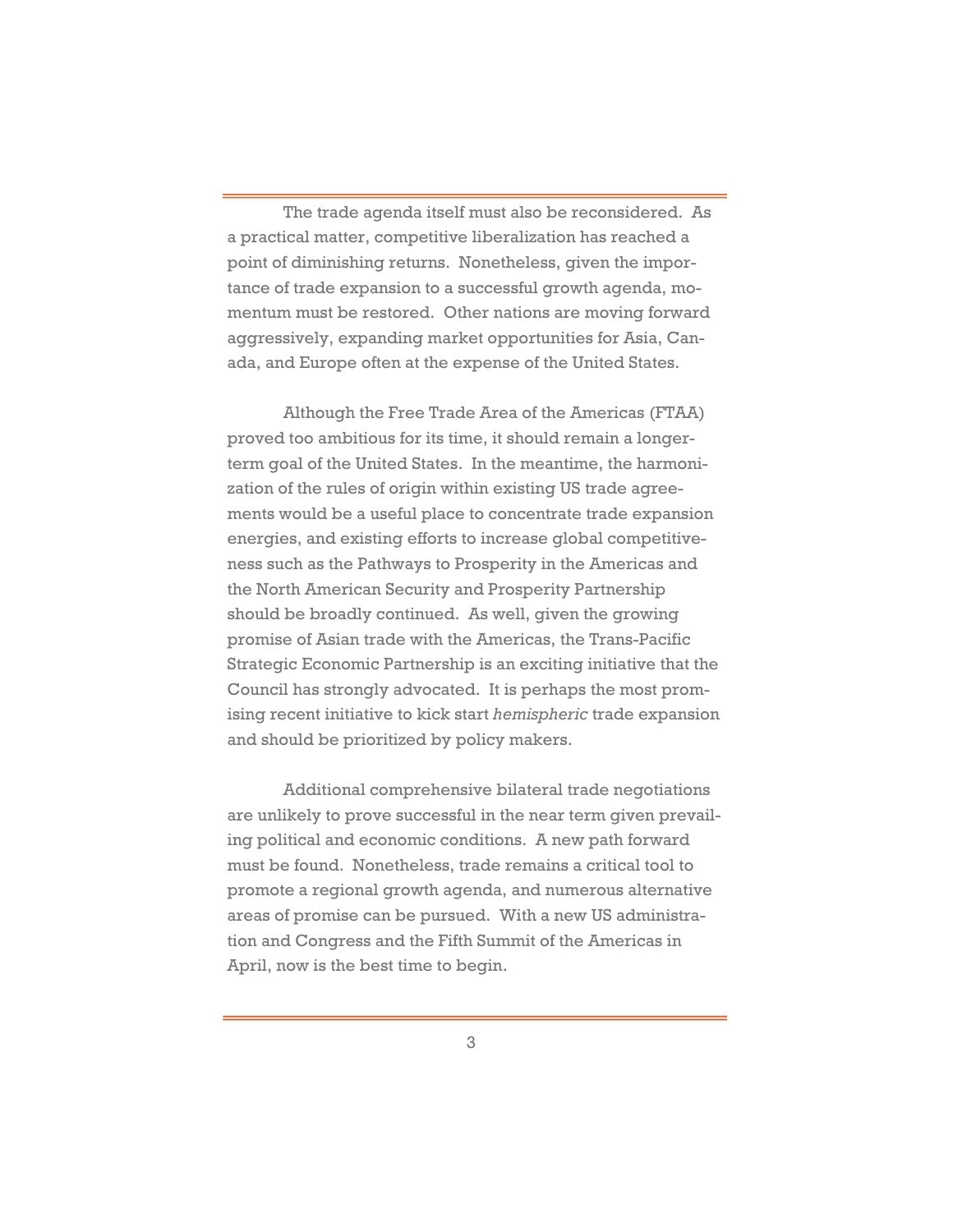The trade agenda itself must also be reconsidered. As a practical matter, competitive liberalization has reached a point of diminishing returns. Nonetheless, given the importance of trade expansion to a successful growth agenda, momentum must be restored. Other nations are moving forward aggressively, expanding market opportunities for Asia, Canada, and Europe often at the expense of the United States.

Although the Free Trade Area of the Americas (FTAA) proved too ambitious for its time, it should remain a longer-term goal of the United States. In the meantime, the harmonization of the rules of origin within existing US trade agreements would be a useful place to concentrate trade expansion energies, and existing efforts to increase global competitiveness such as the Pathways to Prosperity in the Americas and the North American Security and Prosperity Partnership should be broadly continued. As well, given the growing promise of Asian trade with the Americas, the Trans-Pacific Strategic Economic Partnership is an exciting initiative that the Council has strongly advocated. It is perhaps the most promising recent initiative to kick start *hemispheric* trade expansion and should be prioritized by policy makers.

Additional comprehensive bilateral trade negotiations are unlikely to prove successful in the near term given prevailing political and economic conditions. A new path forward must be found. Nonetheless, trade remains a critical tool to promote a regional growth agenda, and numerous alternative areas of promise can be pursued. With a new US administration and Congress and the Fifth Summit of the Americas in April, now is the best time to begin.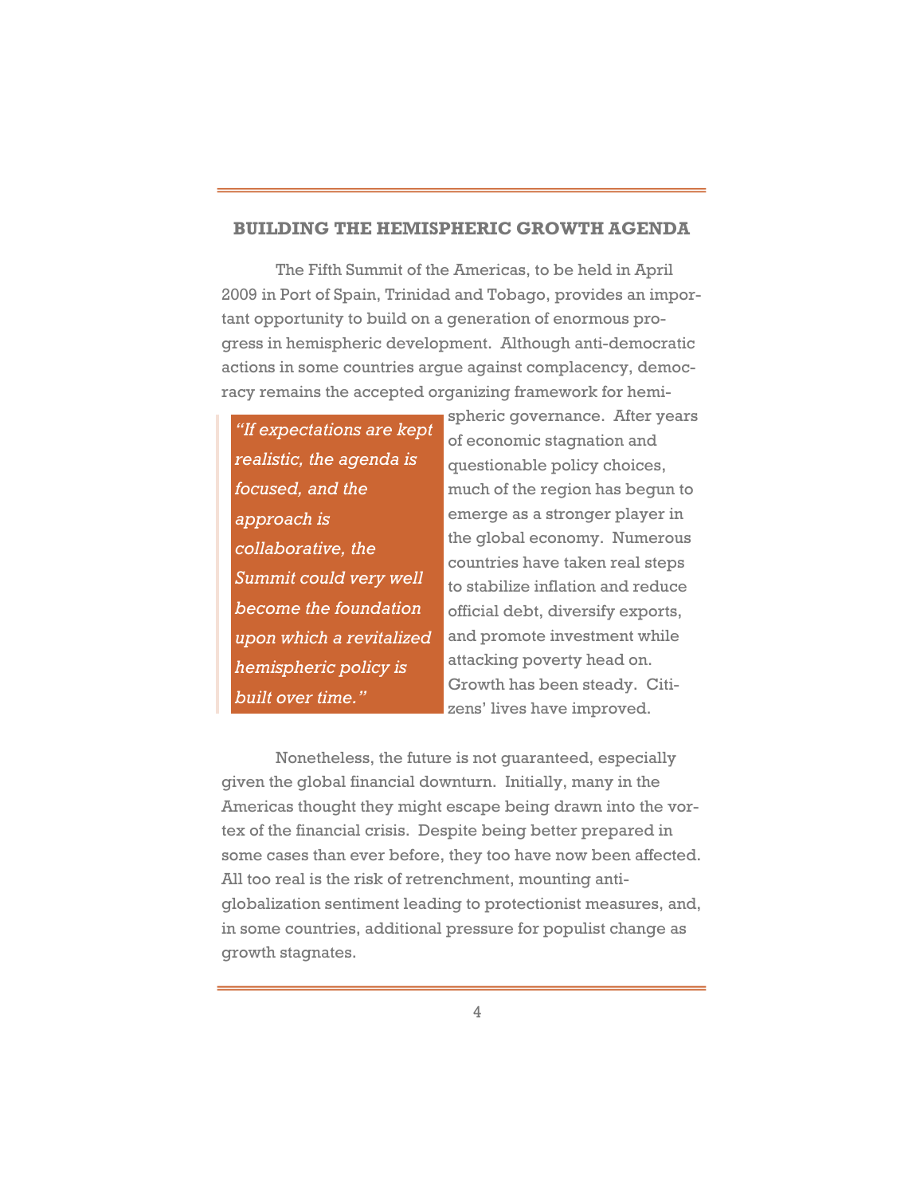## BUILDING THE HEMISPHERIC GROWTH AGENDA

The Fifth Summit of the Americas, to be held in April 2009 in Port of Spain, Trinidad and Tobago, provides an important opportunity to build on a generation of enormous progress in hemispheric development. Although anti-democratic actions in some countries argue against complacency, democracy remains the accepted organizing framework for hemispheric governance. After years of economic stagnation and questionable policy choices, much of the region has begun to emerge as a stronger player in the global economy. Numerous countries have taken real steps to stabilize inflation and reduce official debt, diversify exports, and promote investment while attacking poverty head on. Growth has been steady. Citizens' lives have improved.

> *"If expectations are kept realistic, the agenda is focused, and the approach is collaborative, the Summit could very well become the foundation upon which a revitalized hemispheric policy is built over time."*

Nonetheless, the future is not guaranteed, especially given the global financial downturn. Initially, many in the Americas thought they might escape being drawn into the vortex of the financial crisis. Despite being better prepared in some cases than ever before, they too have now been affected. All too real is the risk of retrenchment, mounting anti-globalization sentiment leading to protectionist measures, and, in some countries, additional pressure for populist change as growth stagnates.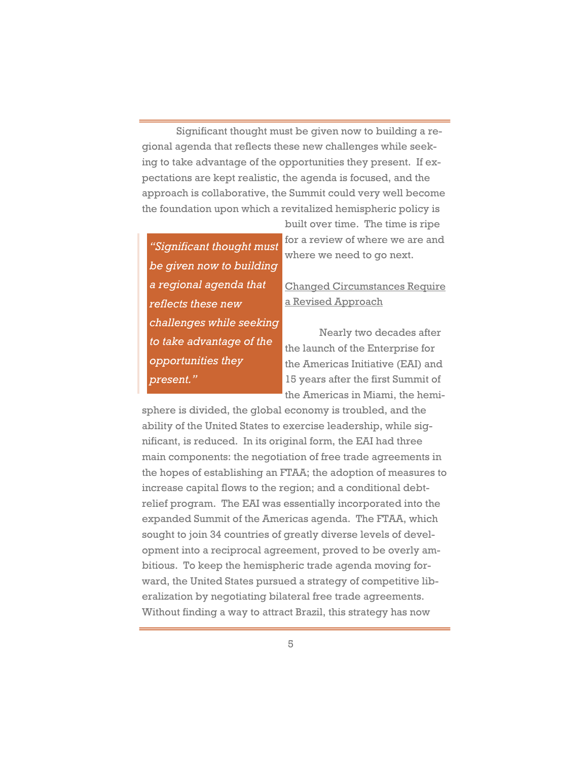Significant thought must be given now to building a regional agenda that reflects these new challenges while seeking to take advantage of the opportunities they present. If expectations are kept realistic, the agenda is focused, and the approach is collaborative, the Summit could very well become the foundation upon which a revitalized hemispheric policy is built over time. The time is ripe for a review of where we are and where we need to go next.

> *"Significant thought must be given now to building a regional agenda that reflects these new challenges while seeking to take advantage of the opportunities they present."*

## Changed Circumstances Require a Revised Approach

Nearly two decades after the launch of the Enterprise for the Americas Initiative (EAI) and 15 years after the first Summit of the Americas in Miami, the hemisphere is divided, the global economy is troubled, and the ability of the United States to exercise leadership, while significant, is reduced. In its original form, the EAI had three main components: the negotiation of free trade agreements in the hopes of establishing an FTAA; the adoption of measures to increase capital flows to the region; and a conditional debt-relief program. The EAI was essentially incorporated into the expanded Summit of the Americas agenda. The FTAA, which sought to join 34 countries of greatly diverse levels of development into a reciprocal agreement, proved to be overly ambitious. To keep the hemispheric trade agenda moving forward, the United States pursued a strategy of competitive liberalization by negotiating bilateral free trade agreements. Without finding a way to attract Brazil, this strategy has now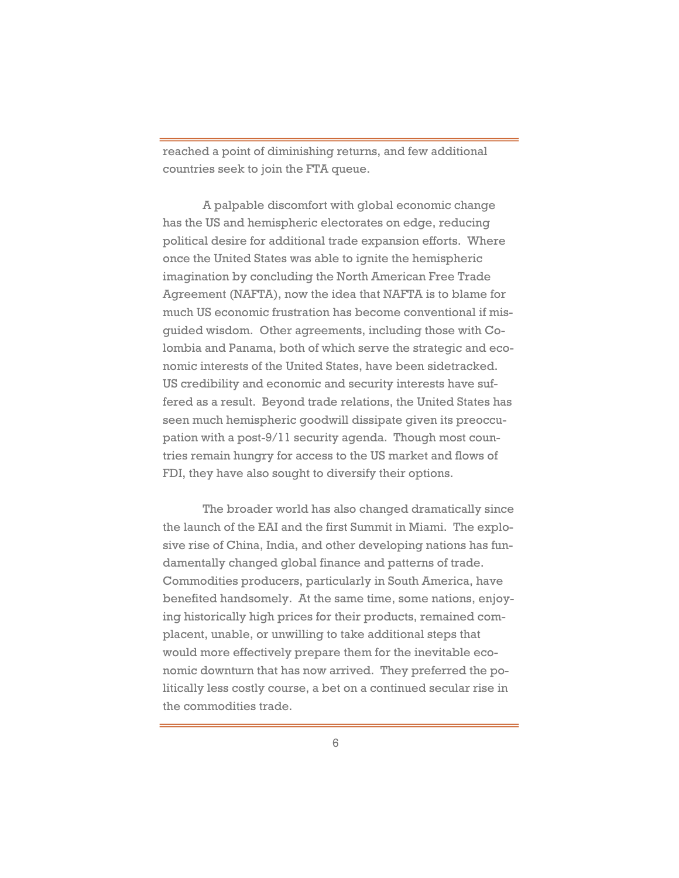reached a point of diminishing returns, and few additional countries seek to join the FTA queue.

A palpable discomfort with global economic change has the US and hemispheric electorates on edge, reducing political desire for additional trade expansion efforts. Where once the United States was able to ignite the hemispheric imagination by concluding the North American Free Trade Agreement (NAFTA), now the idea that NAFTA is to blame for much US economic frustration has become conventional if misguided wisdom. Other agreements, including those with Colombia and Panama, both of which serve the strategic and economic interests of the United States, have been sidetracked. US credibility and economic and security interests have suffered as a result. Beyond trade relations, the United States has seen much hemispheric goodwill dissipate given its preoccupation with a post-9/11 security agenda. Though most countries remain hungry for access to the US market and flows of FDI, they have also sought to diversify their options.

The broader world has also changed dramatically since the launch of the EAI and the first Summit in Miami. The explosive rise of China, India, and other developing nations has fundamentally changed global finance and patterns of trade. Commodities producers, particularly in South America, have benefited handsomely. At the same time, some nations, enjoying historically high prices for their products, remained complacent, unable, or unwilling to take additional steps that would more effectively prepare them for the inevitable economic downturn that has now arrived. They preferred the politically less costly course, a bet on a continued secular rise in the commodities trade.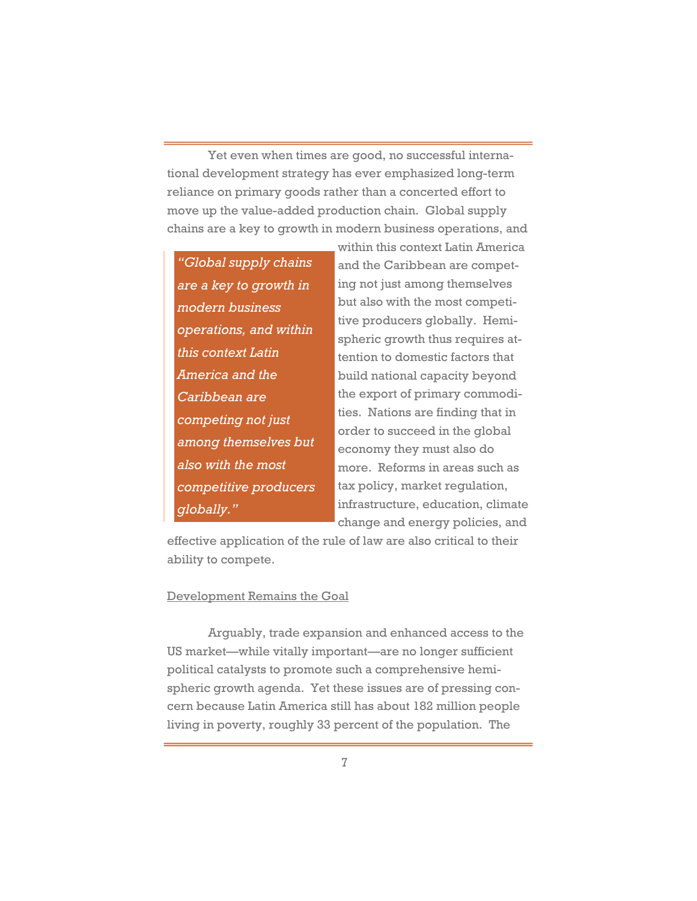Yet even when times are good, no successful international development strategy has ever emphasized long-term reliance on primary goods rather than a concerted effort to move up the value-added production chain. Global supply chains are a key to growth in modern business operations, and within this context Latin America and the Caribbean are competing not just among themselves but also with the most competitive producers globally. Hemispheric growth thus requires attention to domestic factors that build national capacity beyond the export of primary commodities. Nations are finding that in order to succeed in the global economy they must also do more. Reforms in areas such as tax policy, market regulation, infrastructure, education, climate change and energy policies, and effective application of the rule of law are also critical to their ability to compete.

> *"Global supply chains are a key to growth in modern business operations, and within this context Latin America and the Caribbean are competing not just among themselves but also with the most competitive producers globally."*

<u>Development Remains the Goal</u>

Arguably, trade expansion and enhanced access to the US market—while vitally important—are no longer sufficient political catalysts to promote such a comprehensive hemispheric growth agenda. Yet these issues are of pressing concern because Latin America still has about 182 million people living in poverty, roughly 33 percent of the population. The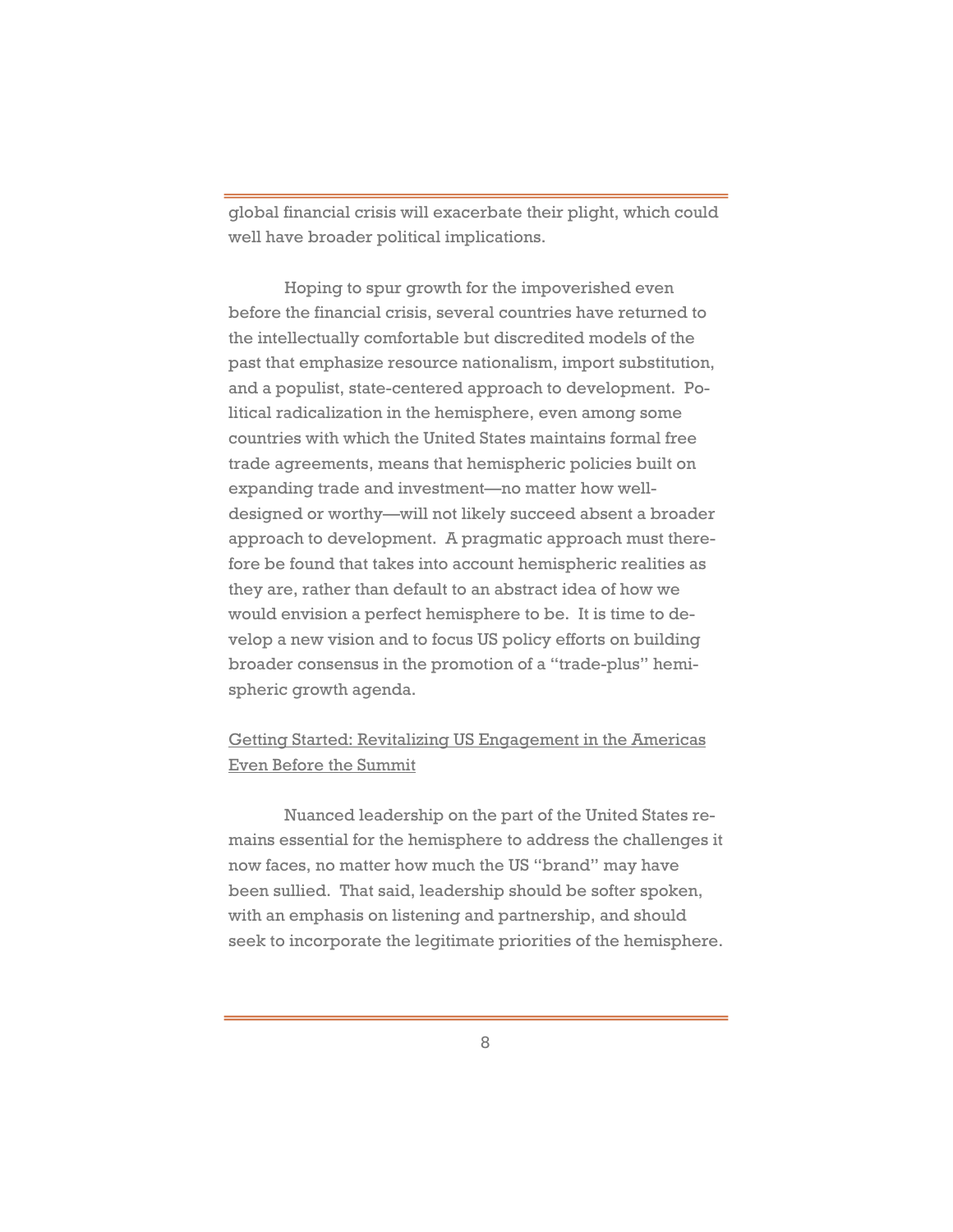global financial crisis will exacerbate their plight, which could well have broader political implications.

Hoping to spur growth for the impoverished even before the financial crisis, several countries have returned to the intellectually comfortable but discredited models of the past that emphasize resource nationalism, import substitution, and a populist, state-centered approach to development. Political radicalization in the hemisphere, even among some countries with which the United States maintains formal free trade agreements, means that hemispheric policies built on expanding trade and investment—no matter how well-designed or worthy—will not likely succeed absent a broader approach to development. A pragmatic approach must therefore be found that takes into account hemispheric realities as they are, rather than default to an abstract idea of how we would envision a perfect hemisphere to be. It is time to develop a new vision and to focus US policy efforts on building broader consensus in the promotion of a "trade-plus" hemispheric growth agenda.

<u>Getting Started: Revitalizing US Engagement in the Americas Even Before the Summit</u>

Nuanced leadership on the part of the United States remains essential for the hemisphere to address the challenges it now faces, no matter how much the US "brand" may have been sullied. That said, leadership should be softer spoken, with an emphasis on listening and partnership, and should seek to incorporate the legitimate priorities of the hemisphere.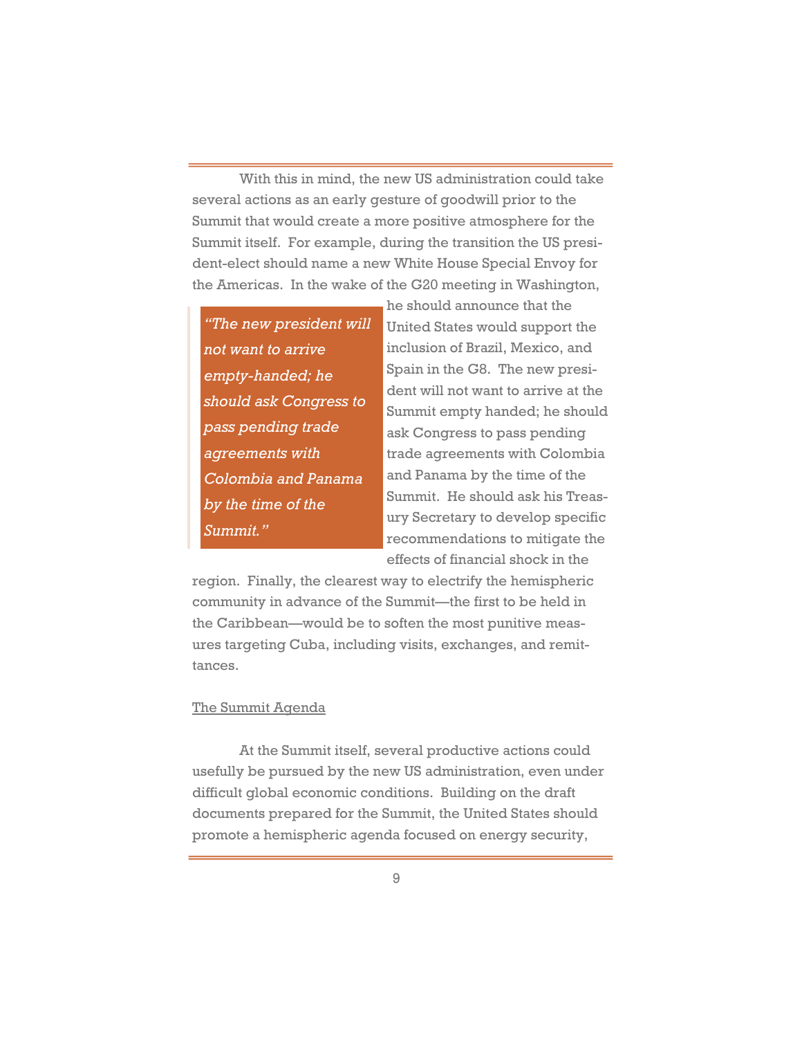With this in mind, the new US administration could take several actions as an early gesture of goodwill prior to the Summit that would create a more positive atmosphere for the Summit itself. For example, during the transition the US president-elect should name a new White House Special Envoy for the Americas. In the wake of the G20 meeting in Washington, he should announce that the United States would support the inclusion of Brazil, Mexico, and Spain in the G8. The new president will not want to arrive at the Summit empty handed; he should ask Congress to pass pending trade agreements with Colombia and Panama by the time of the Summit. He should ask his Treasury Secretary to develop specific recommendations to mitigate the effects of financial shock in the region. Finally, the clearest way to electrify the hemispheric community in advance of the Summit—the first to be held in the Caribbean—would be to soften the most punitive measures targeting Cuba, including visits, exchanges, and remittances.

> *"The new president will not want to arrive empty-handed; he should ask Congress to pass pending trade agreements with Colombia and Panama by the time of the Summit."*

## The Summit Agenda

At the Summit itself, several productive actions could usefully be pursued by the new US administration, even under difficult global economic conditions. Building on the draft documents prepared for the Summit, the United States should promote a hemispheric agenda focused on energy security,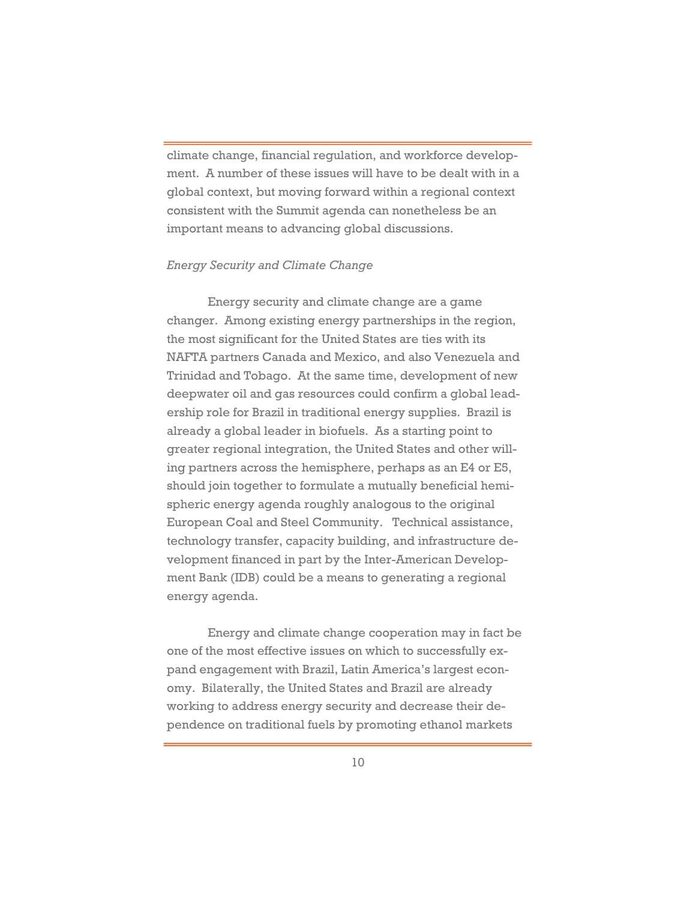climate change, financial regulation, and workforce development. A number of these issues will have to be dealt with in a global context, but moving forward within a regional context consistent with the Summit agenda can nonetheless be an important means to advancing global discussions.

*Energy Security and Climate Change*

Energy security and climate change are a game changer. Among existing energy partnerships in the region, the most significant for the United States are ties with its NAFTA partners Canada and Mexico, and also Venezuela and Trinidad and Tobago. At the same time, development of new deepwater oil and gas resources could confirm a global leadership role for Brazil in traditional energy supplies. Brazil is already a global leader in biofuels. As a starting point to greater regional integration, the United States and other willing partners across the hemisphere, perhaps as an E4 or E5, should join together to formulate a mutually beneficial hemispheric energy agenda roughly analogous to the original European Coal and Steel Community. Technical assistance, technology transfer, capacity building, and infrastructure development financed in part by the Inter-American Development Bank (IDB) could be a means to generating a regional energy agenda.

Energy and climate change cooperation may in fact be one of the most effective issues on which to successfully expand engagement with Brazil, Latin America's largest economy. Bilaterally, the United States and Brazil are already working to address energy security and decrease their dependence on traditional fuels by promoting ethanol markets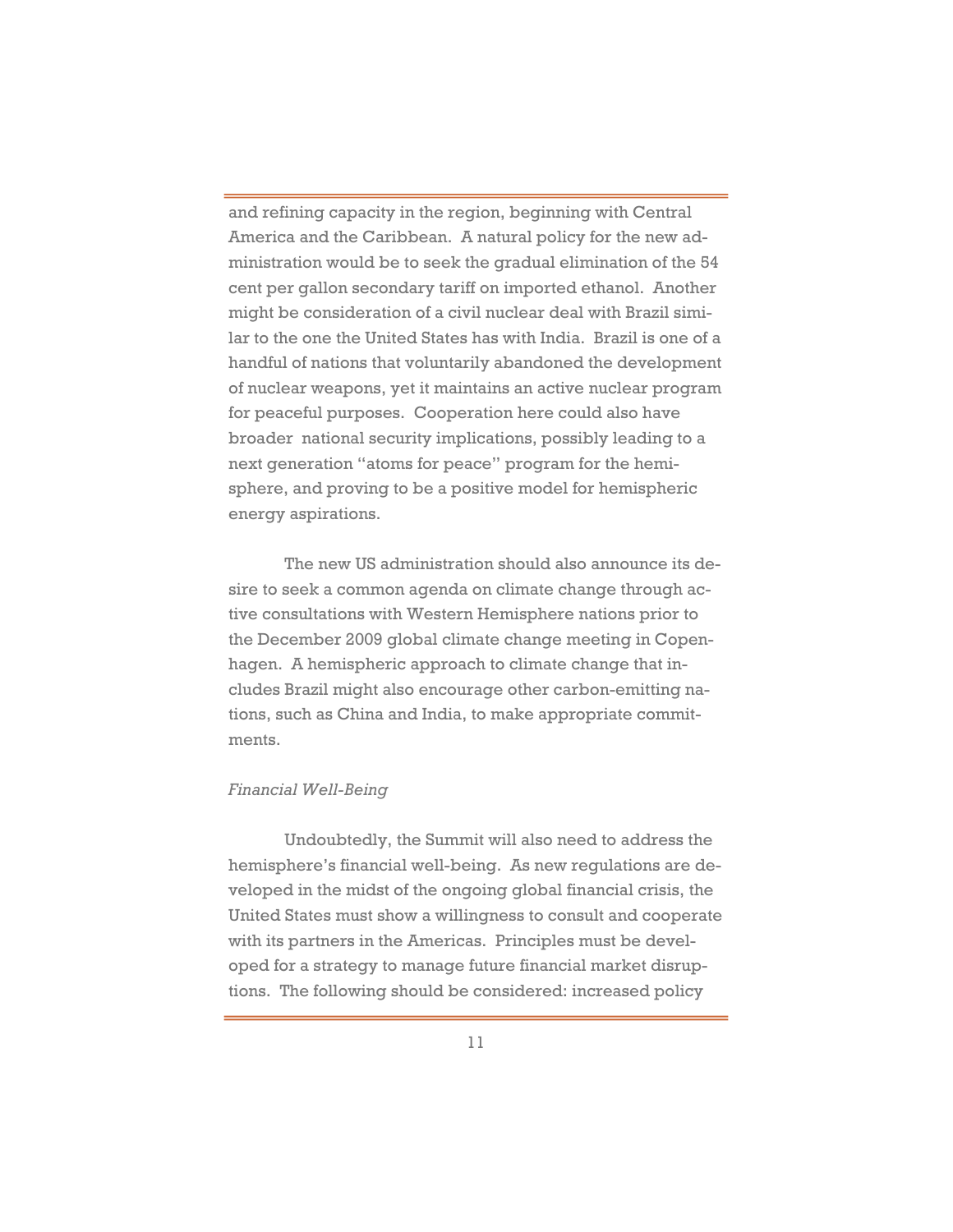and refining capacity in the region, beginning with Central America and the Caribbean. A natural policy for the new administration would be to seek the gradual elimination of the 54 cent per gallon secondary tariff on imported ethanol. Another might be consideration of a civil nuclear deal with Brazil similar to the one the United States has with India. Brazil is one of a handful of nations that voluntarily abandoned the development of nuclear weapons, yet it maintains an active nuclear program for peaceful purposes. Cooperation here could also have broader national security implications, possibly leading to a next generation "atoms for peace" program for the hemisphere, and proving to be a positive model for hemispheric energy aspirations.

The new US administration should also announce its desire to seek a common agenda on climate change through active consultations with Western Hemisphere nations prior to the December 2009 global climate change meeting in Copenhagen. A hemispheric approach to climate change that includes Brazil might also encourage other carbon-emitting nations, such as China and India, to make appropriate commitments.

*Financial Well-Being*

Undoubtedly, the Summit will also need to address the hemisphere's financial well-being. As new regulations are developed in the midst of the ongoing global financial crisis, the United States must show a willingness to consult and cooperate with its partners in the Americas. Principles must be developed for a strategy to manage future financial market disruptions. The following should be considered: increased policy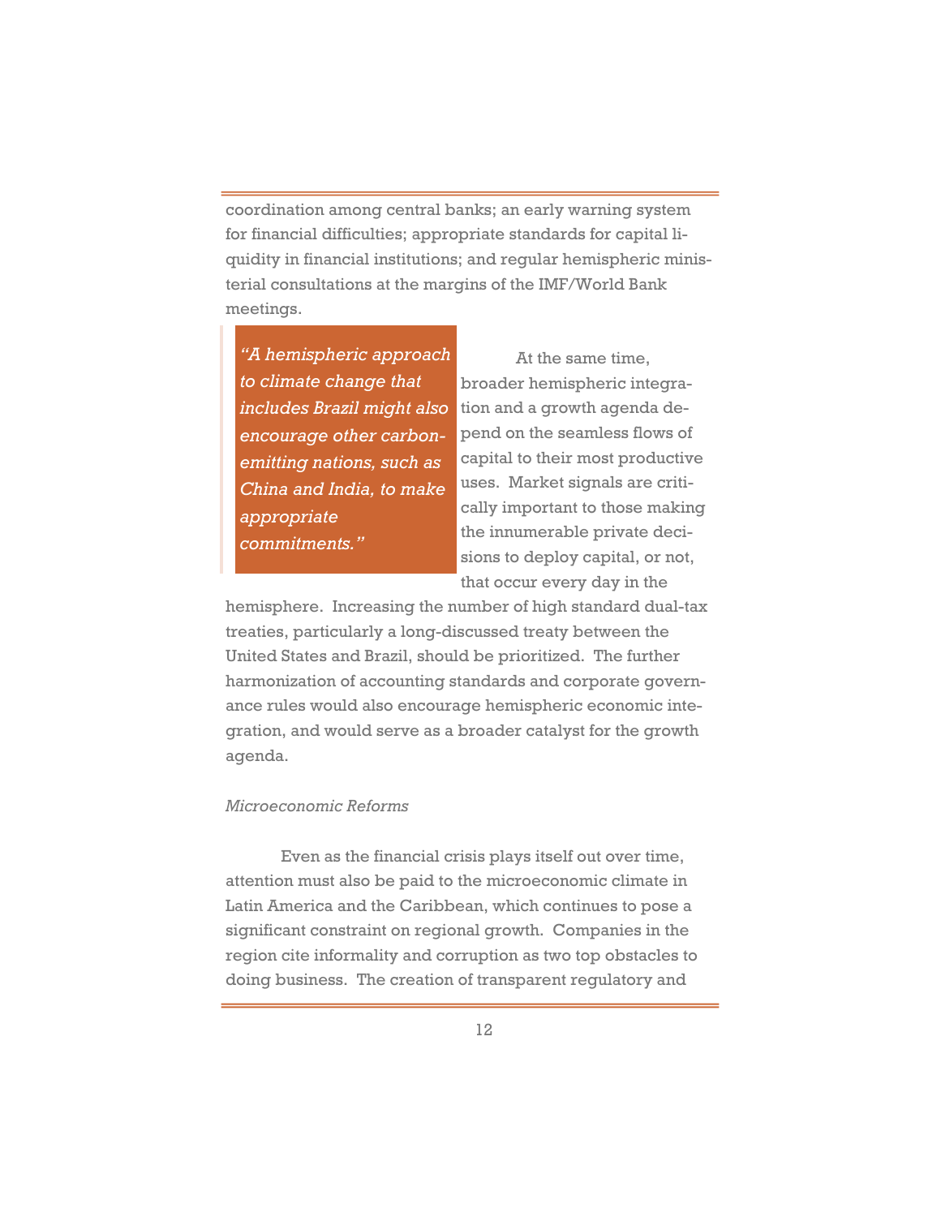coordination among central banks; an early warning system for financial difficulties; appropriate standards for capital liquidity in financial institutions; and regular hemispheric ministerial consultations at the margins of the IMF/World Bank meetings.

> *"A hemispheric approach to climate change that includes Brazil might also encourage other carbon-emitting nations, such as China and India, to make appropriate commitments."*

At the same time, broader hemispheric integration and a growth agenda depend on the seamless flows of capital to their most productive uses. Market signals are critically important to those making the innumerable private decisions to deploy capital, or not, that occur every day in the hemisphere. Increasing the number of high standard dual-tax treaties, particularly a long-discussed treaty between the United States and Brazil, should be prioritized. The further harmonization of accounting standards and corporate governance rules would also encourage hemispheric economic integration, and would serve as a broader catalyst for the growth agenda.

*Microeconomic Reforms*

Even as the financial crisis plays itself out over time, attention must also be paid to the microeconomic climate in Latin America and the Caribbean, which continues to pose a significant constraint on regional growth. Companies in the region cite informality and corruption as two top obstacles to doing business. The creation of transparent regulatory and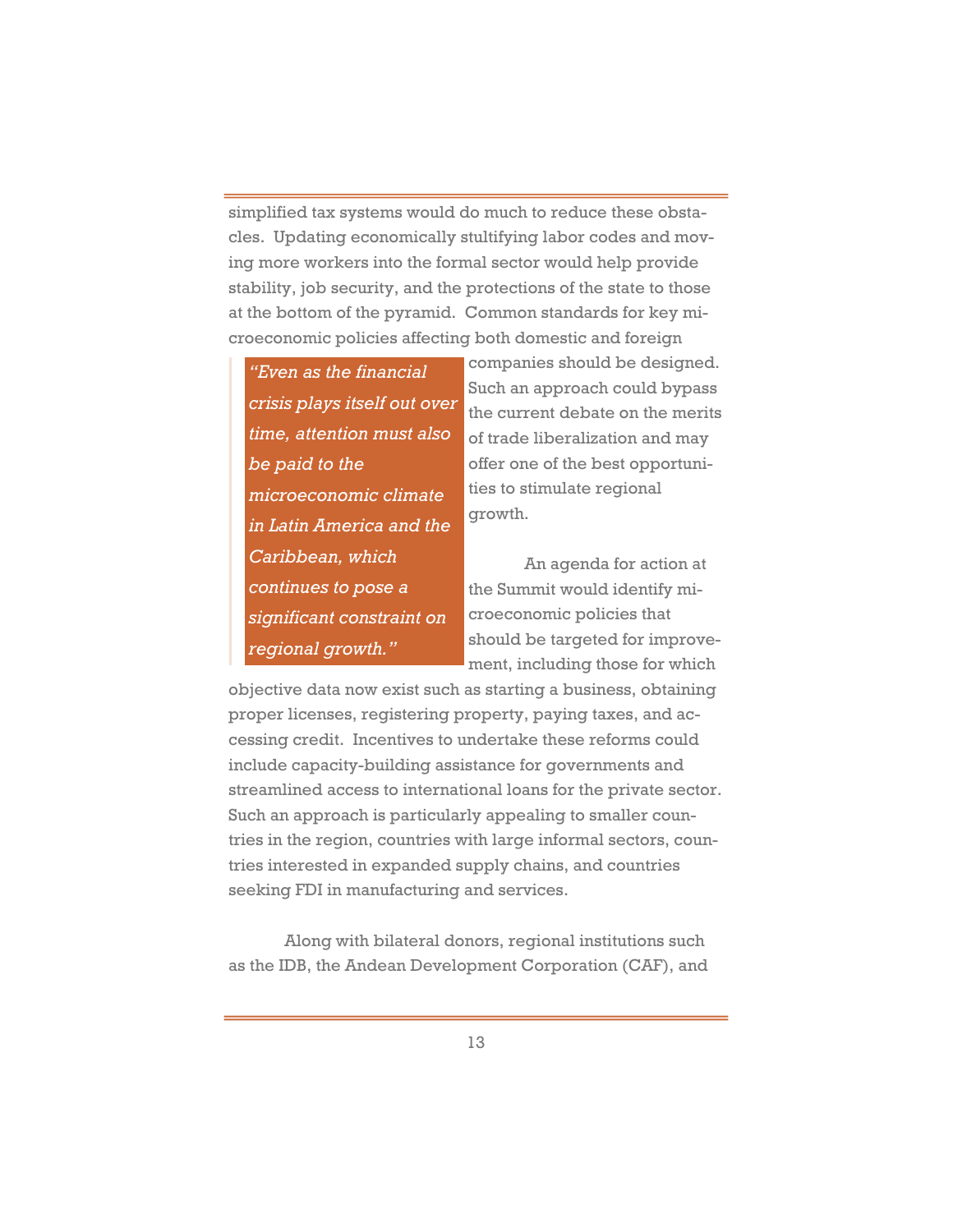simplified tax systems would do much to reduce these obstacles. Updating economically stultifying labor codes and moving more workers into the formal sector would help provide stability, job security, and the protections of the state to those at the bottom of the pyramid. Common standards for key microeconomic policies affecting both domestic and foreign companies should be designed. Such an approach could bypass the current debate on the merits of trade liberalization and may offer one of the best opportunities to stimulate regional growth.

> *"Even as the financial crisis plays itself out over time, attention must also be paid to the microeconomic climate in Latin America and the Caribbean, which continues to pose a significant constraint on regional growth."*

An agenda for action at the Summit would identify microeconomic policies that should be targeted for improvement, including those for which objective data now exist such as starting a business, obtaining proper licenses, registering property, paying taxes, and accessing credit. Incentives to undertake these reforms could include capacity-building assistance for governments and streamlined access to international loans for the private sector. Such an approach is particularly appealing to smaller countries in the region, countries with large informal sectors, countries interested in expanded supply chains, and countries seeking FDI in manufacturing and services.

Along with bilateral donors, regional institutions such as the IDB, the Andean Development Corporation (CAF), and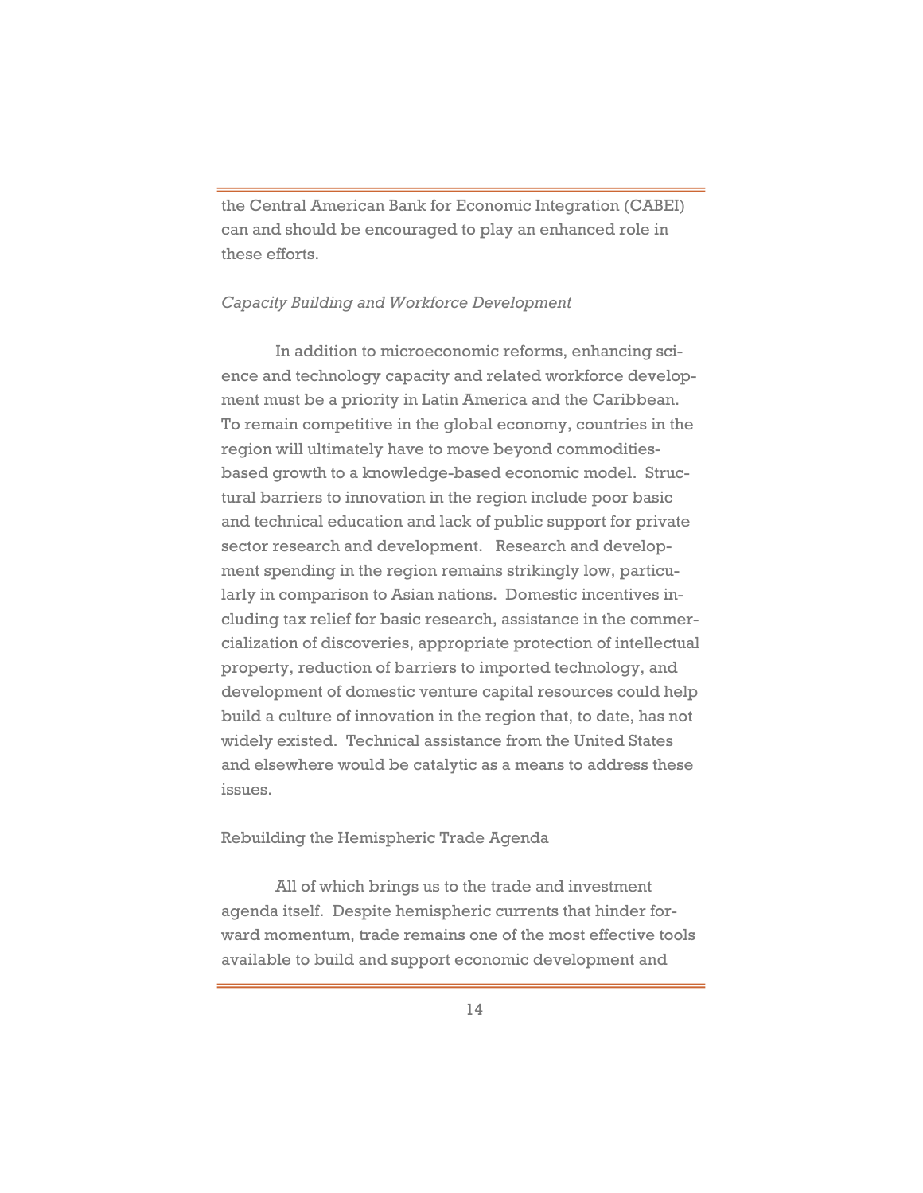the Central American Bank for Economic Integration (CABEI) can and should be encouraged to play an enhanced role in these efforts.

*Capacity Building and Workforce Development*

In addition to microeconomic reforms, enhancing science and technology capacity and related workforce development must be a priority in Latin America and the Caribbean. To remain competitive in the global economy, countries in the region will ultimately have to move beyond commodities-based growth to a knowledge-based economic model. Structural barriers to innovation in the region include poor basic and technical education and lack of public support for private sector research and development. Research and development spending in the region remains strikingly low, particularly in comparison to Asian nations. Domestic incentives including tax relief for basic research, assistance in the commercialization of discoveries, appropriate protection of intellectual property, reduction of barriers to imported technology, and development of domestic venture capital resources could help build a culture of innovation in the region that, to date, has not widely existed. Technical assistance from the United States and elsewhere would be catalytic as a means to address these issues.

<u>Rebuilding the Hemispheric Trade Agenda</u>

All of which brings us to the trade and investment agenda itself. Despite hemispheric currents that hinder forward momentum, trade remains one of the most effective tools available to build and support economic development and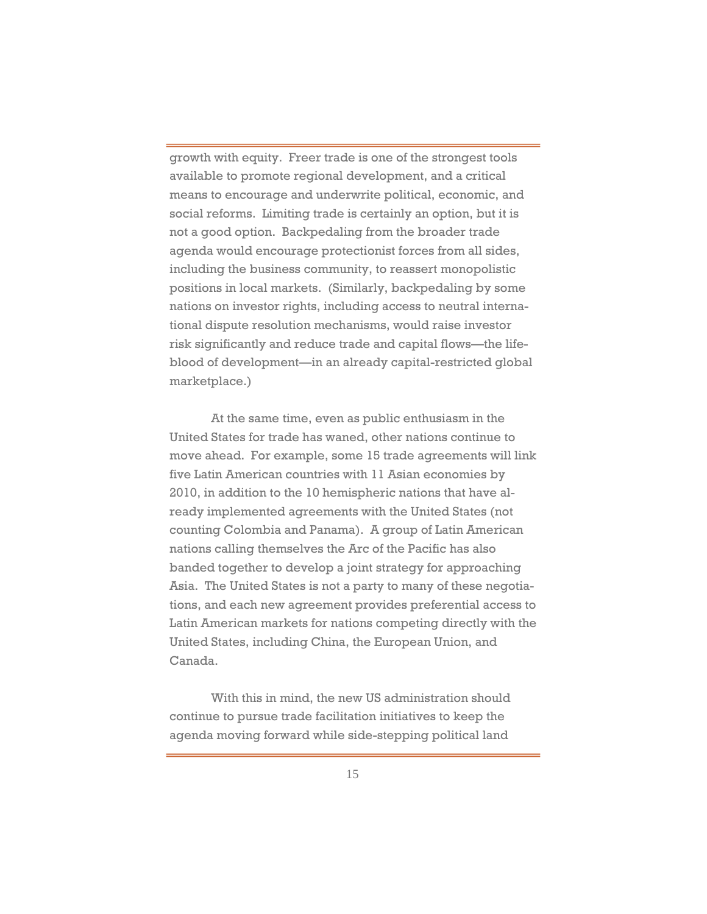growth with equity. Freer trade is one of the strongest tools available to promote regional development, and a critical means to encourage and underwrite political, economic, and social reforms. Limiting trade is certainly an option, but it is not a good option. Backpedaling from the broader trade agenda would encourage protectionist forces from all sides, including the business community, to reassert monopolistic positions in local markets. (Similarly, backpedaling by some nations on investor rights, including access to neutral international dispute resolution mechanisms, would raise investor risk significantly and reduce trade and capital flows—the lifeblood of development—in an already capital-restricted global marketplace.)

At the same time, even as public enthusiasm in the United States for trade has waned, other nations continue to move ahead. For example, some 15 trade agreements will link five Latin American countries with 11 Asian economies by 2010, in addition to the 10 hemispheric nations that have already implemented agreements with the United States (not counting Colombia and Panama). A group of Latin American nations calling themselves the Arc of the Pacific has also banded together to develop a joint strategy for approaching Asia. The United States is not a party to many of these negotiations, and each new agreement provides preferential access to Latin American markets for nations competing directly with the United States, including China, the European Union, and Canada.

With this in mind, the new US administration should continue to pursue trade facilitation initiatives to keep the agenda moving forward while side-stepping political land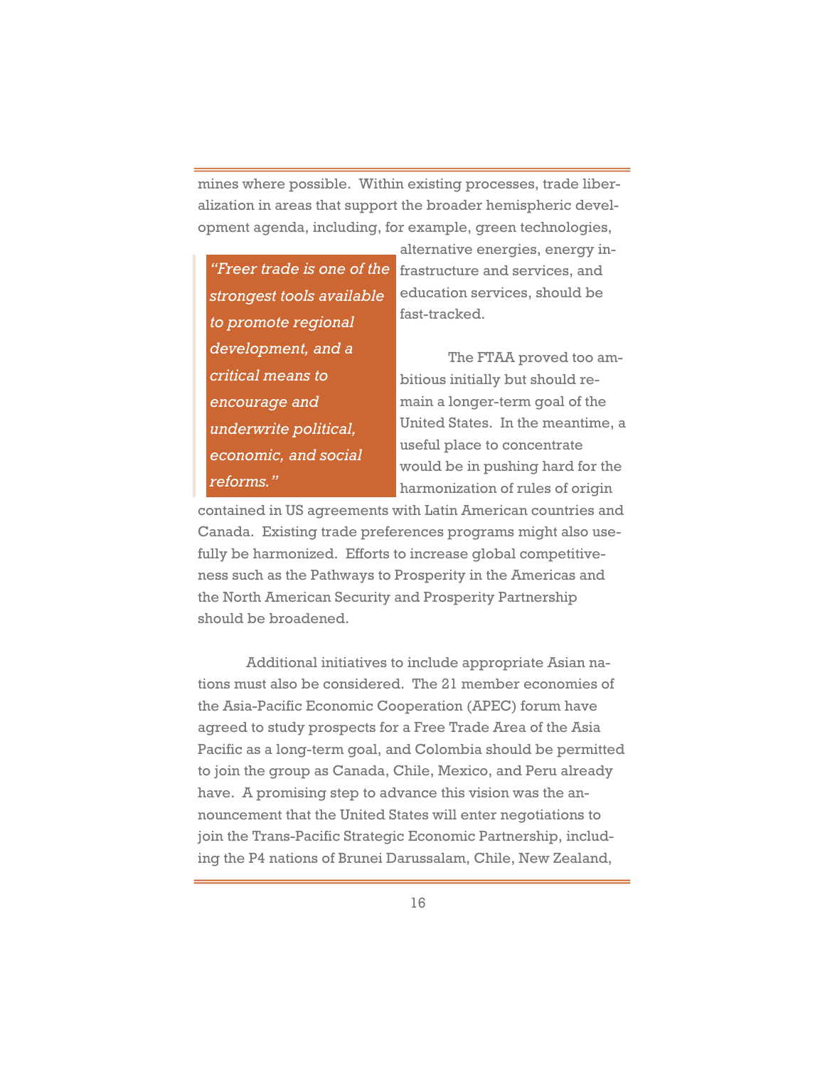mines where possible. Within existing processes, trade liberalization in areas that support the broader hemispheric development agenda, including, for example, green technologies, alternative energies, energy infrastructure and services, and education services, should be fast-tracked.

> *"Freer trade is one of the strongest tools available to promote regional development, and a critical means to encourage and underwrite political, economic, and social reforms."*

The FTAA proved too ambitious initially but should remain a longer-term goal of the United States. In the meantime, a useful place to concentrate would be in pushing hard for the harmonization of rules of origin contained in US agreements with Latin American countries and Canada. Existing trade preferences programs might also usefully be harmonized. Efforts to increase global competitiveness such as the Pathways to Prosperity in the Americas and the North American Security and Prosperity Partnership should be broadened.

Additional initiatives to include appropriate Asian nations must also be considered. The 21 member economies of the Asia-Pacific Economic Cooperation (APEC) forum have agreed to study prospects for a Free Trade Area of the Asia Pacific as a long-term goal, and Colombia should be permitted to join the group as Canada, Chile, Mexico, and Peru already have. A promising step to advance this vision was the announcement that the United States will enter negotiations to join the Trans-Pacific Strategic Economic Partnership, including the P4 nations of Brunei Darussalam, Chile, New Zealand,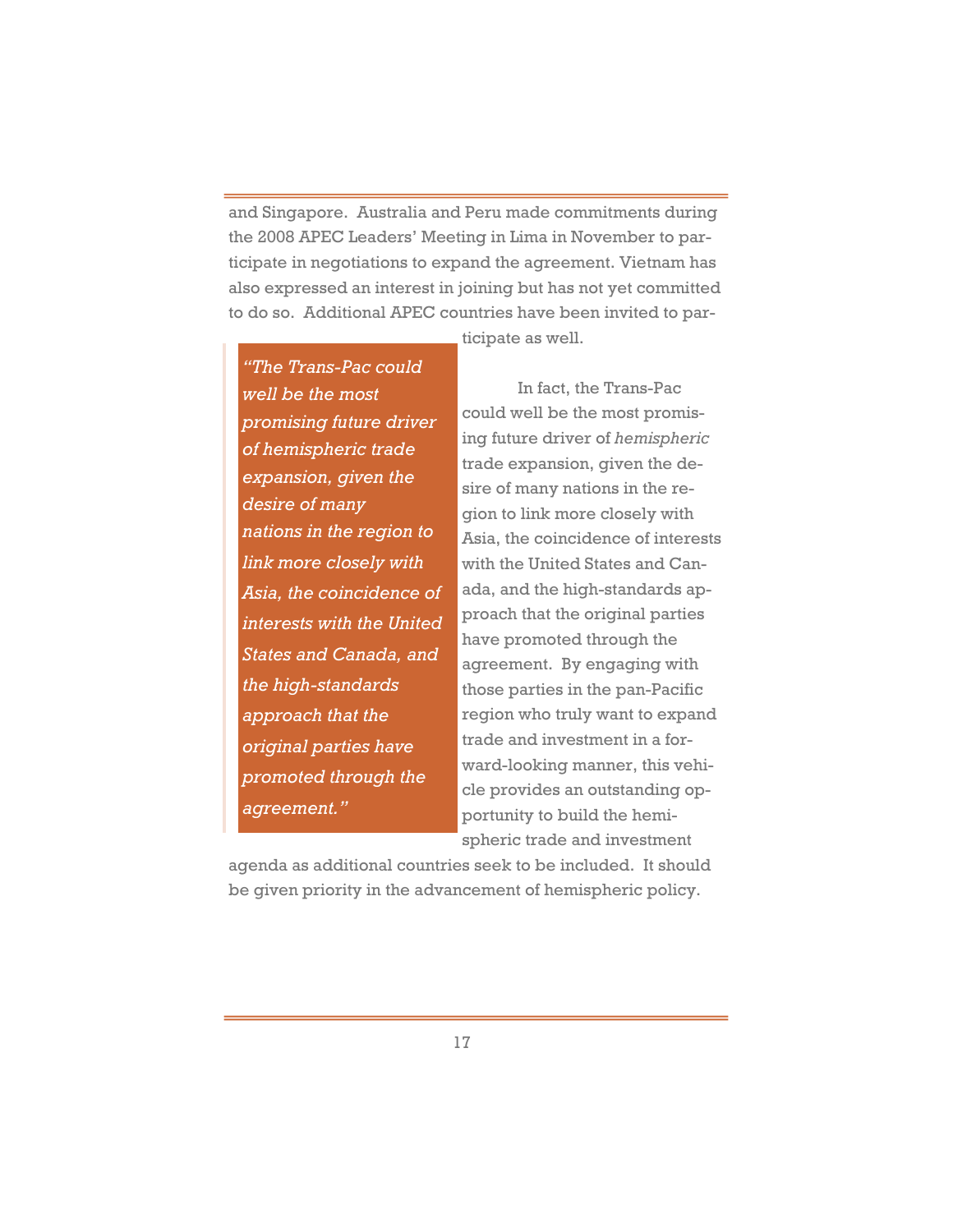and Singapore. Australia and Peru made commitments during the 2008 APEC Leaders' Meeting in Lima in November to participate in negotiations to expand the agreement. Vietnam has also expressed an interest in joining but has not yet committed to do so. Additional APEC countries have been invited to participate as well.

> *"The Trans-Pac could well be the most promising future driver of hemispheric trade expansion, given the desire of many nations in the region to link more closely with Asia, the coincidence of interests with the United States and Canada, and the high-standards approach that the original parties have promoted through the agreement."*

In fact, the Trans-Pac could well be the most promising future driver of *hemispheric* trade expansion, given the desire of many nations in the region to link more closely with Asia, the coincidence of interests with the United States and Canada, and the high-standards approach that the original parties have promoted through the agreement. By engaging with those parties in the pan-Pacific region who truly want to expand trade and investment in a forward-looking manner, this vehicle provides an outstanding opportunity to build the hemispheric trade and investment agenda as additional countries seek to be included. It should be given priority in the advancement of hemispheric policy.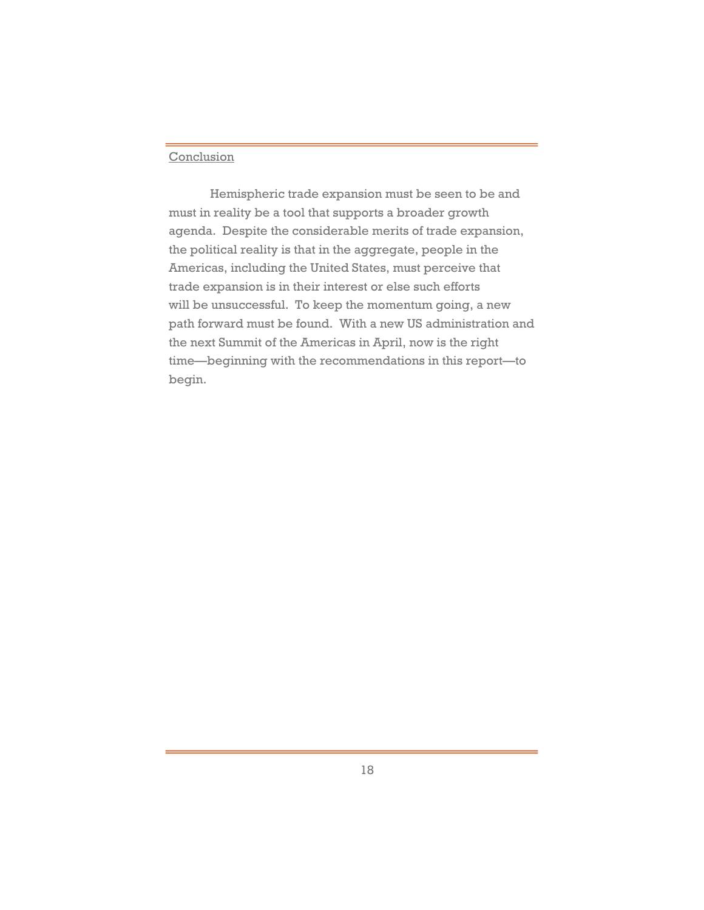## Conclusion

Hemispheric trade expansion must be seen to be and must in reality be a tool that supports a broader growth agenda. Despite the considerable merits of trade expansion, the political reality is that in the aggregate, people in the Americas, including the United States, must perceive that trade expansion is in their interest or else such efforts will be unsuccessful. To keep the momentum going, a new path forward must be found. With a new US administration and the next Summit of the Americas in April, now is the right time—beginning with the recommendations in this report—to begin.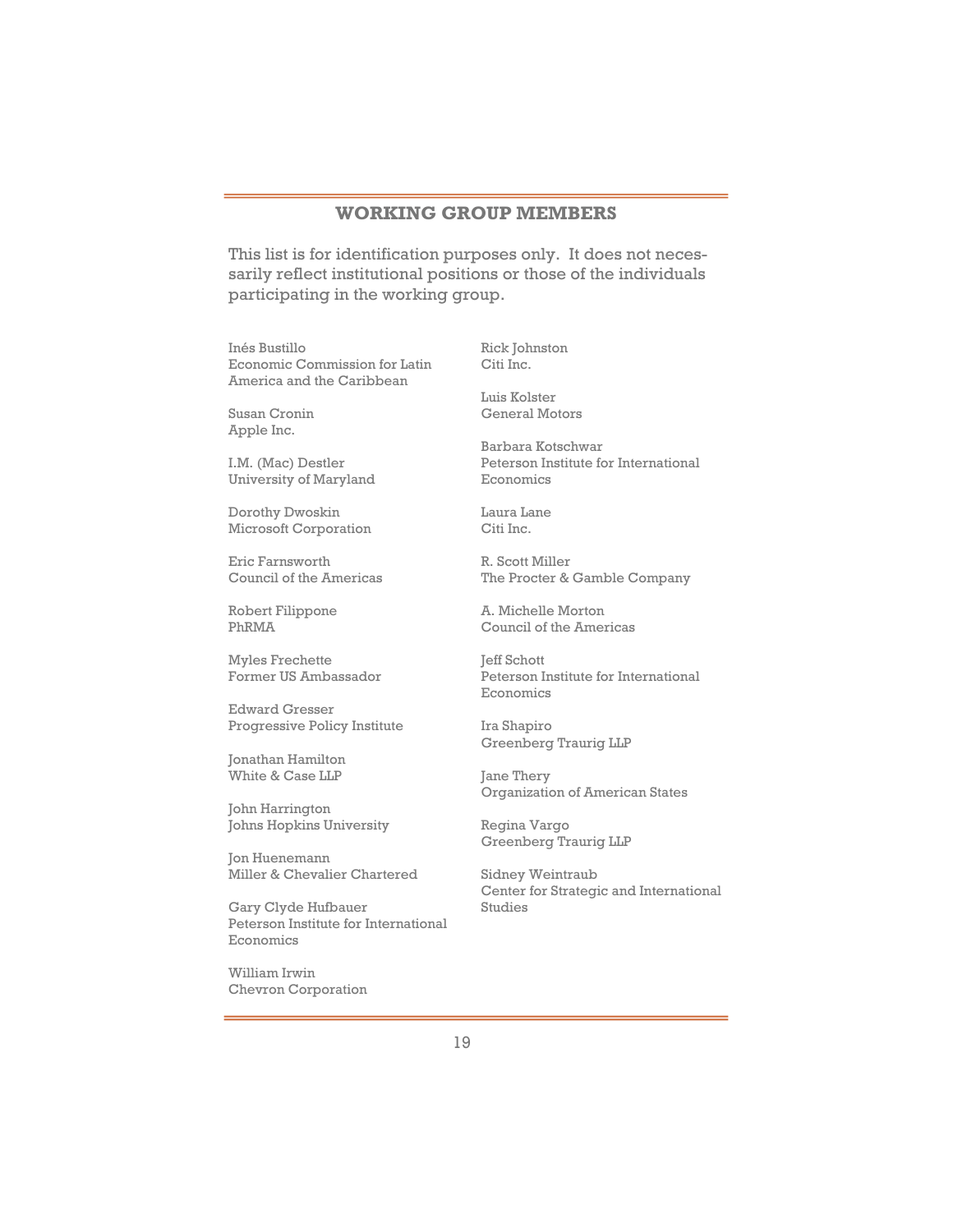## WORKING GROUP MEMBERS

This list is for identification purposes only. It does not necessarily reflect institutional positions or those of the individuals participating in the working group.

Inés Bustillo
Economic Commission for Latin America and the Caribbean

Susan Cronin
Apple Inc.

I.M. (Mac) Destler
University of Maryland

Dorothy Dwoskin
Microsoft Corporation

Eric Farnsworth
Council of the Americas

Robert Filippone
PhRMA

Myles Frechette
Former US Ambassador

Edward Gresser
Progressive Policy Institute

Jonathan Hamilton
White & Case LLP

John Harrington
Johns Hopkins University

Jon Huenemann
Miller & Chevalier Chartered

Gary Clyde Hufbauer
Peterson Institute for International Economics

William Irwin
Chevron Corporation

Rick Johnston
Citi Inc.

Luis Kolster
General Motors

Barbara Kotschwar
Peterson Institute for International Economics

Laura Lane
Citi Inc.

R. Scott Miller
The Procter & Gamble Company

A. Michelle Morton
Council of the Americas

Jeff Schott
Peterson Institute for International Economics

Ira Shapiro
Greenberg Traurig LLP

Jane Thery
Organization of American States

Regina Vargo
Greenberg Traurig LLP

Sidney Weintraub
Center for Strategic and International Studies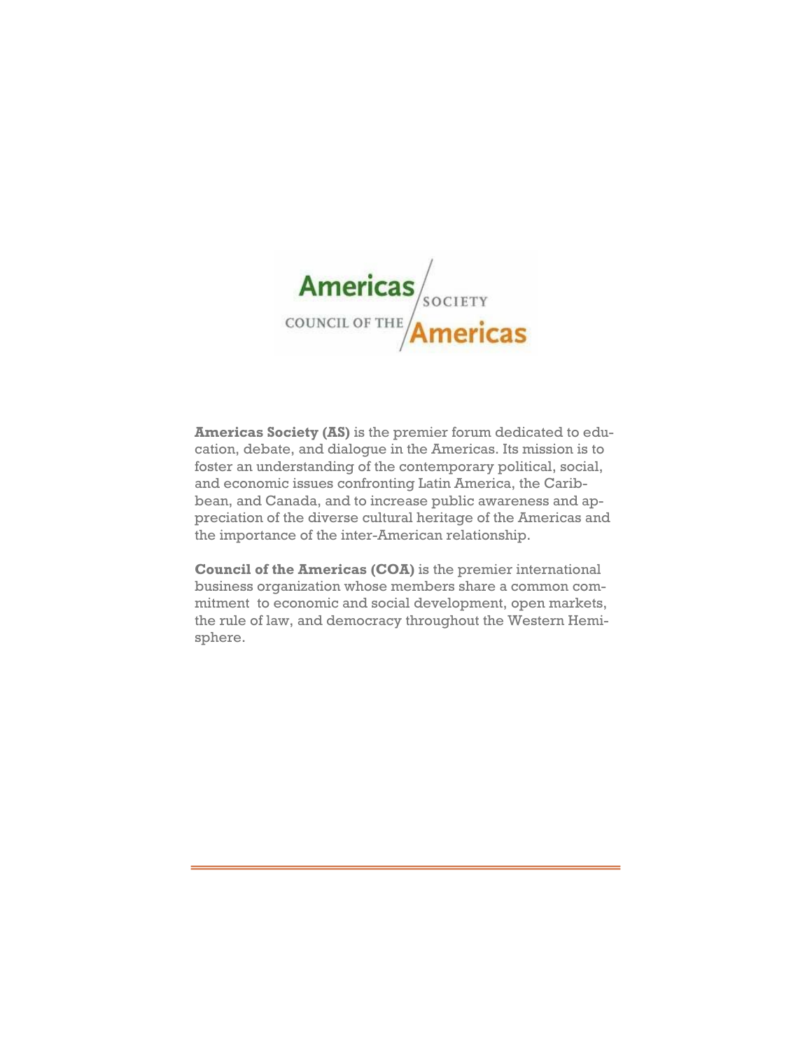Americas Society
COUNCIL OF THE Americas

**Americas Society (AS)** is the premier forum dedicated to education, debate, and dialogue in the Americas. Its mission is to foster an understanding of the contemporary political, social, and economic issues confronting Latin America, the Caribbean, and Canada, and to increase public awareness and appreciation of the diverse cultural heritage of the Americas and the importance of the inter-American relationship.

**Council of the Americas (COA)** is the premier international business organization whose members share a common commitment to economic and social development, open markets, the rule of law, and democracy throughout the Western Hemisphere.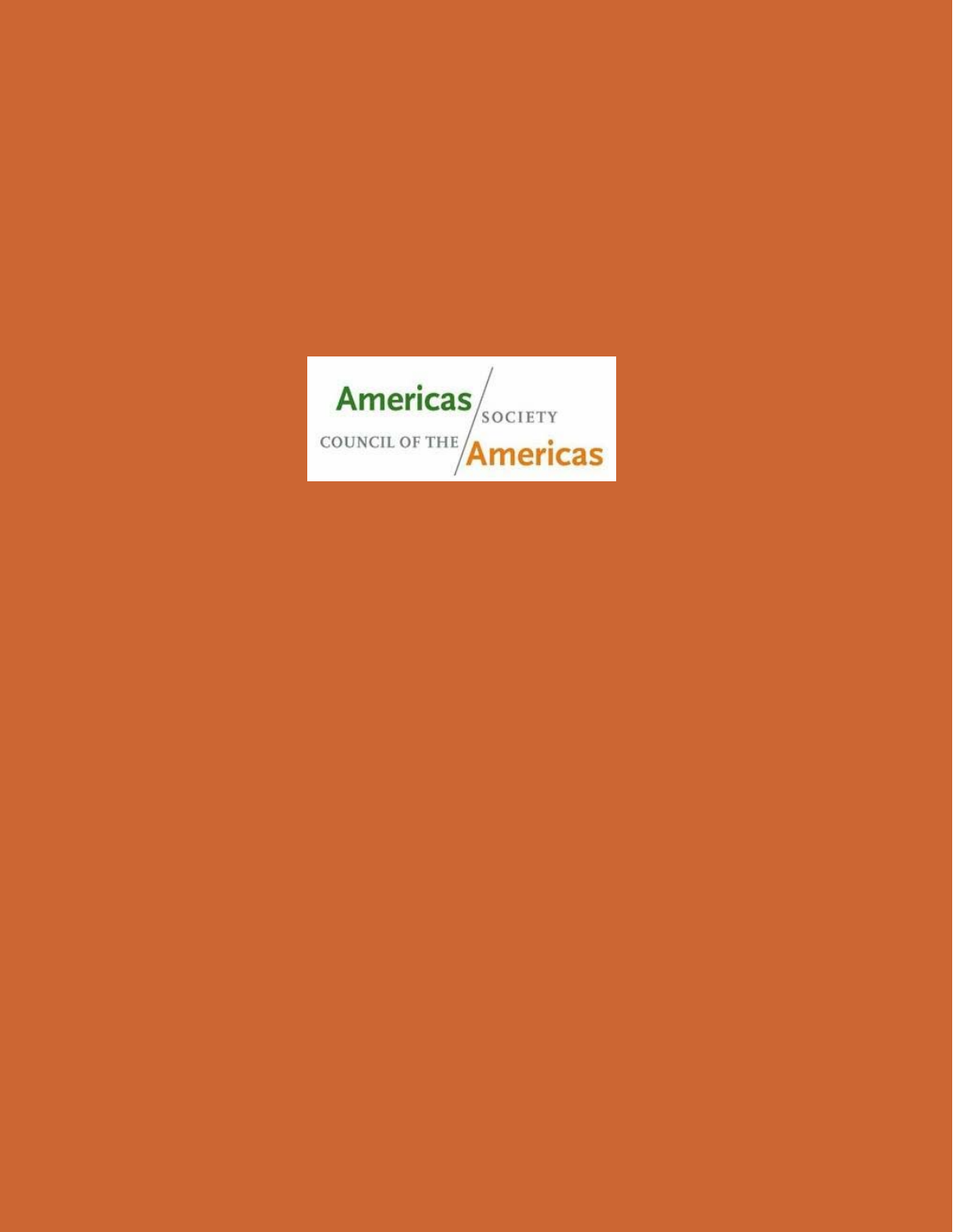Americas SOCIETY

COUNCIL OF THE Americas